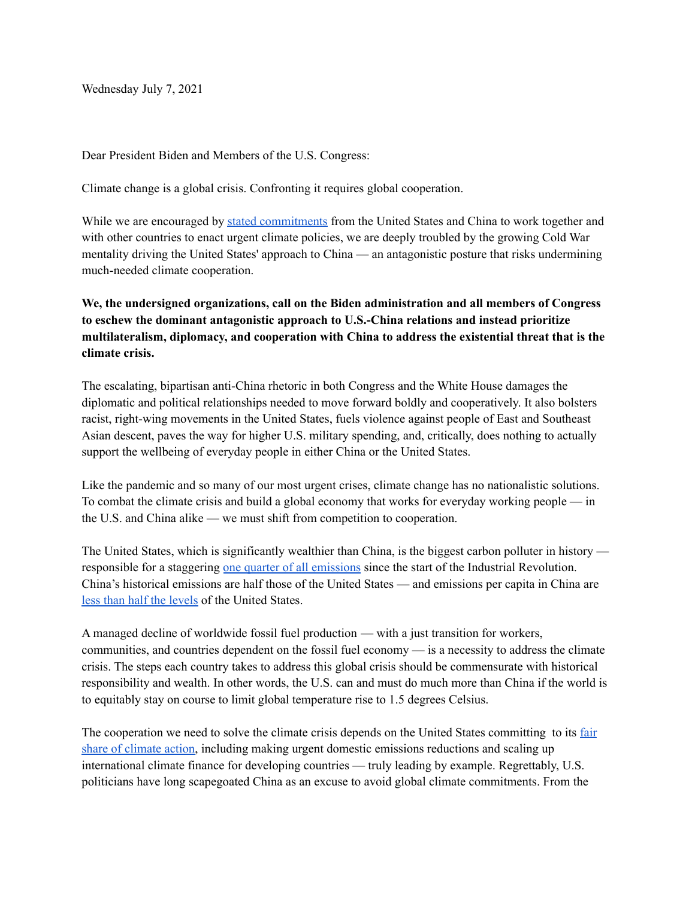Wednesday July 7, 2021

Dear President Biden and Members of the U.S. Congress:

Climate change is a global crisis. Confronting it requires global cooperation.

While we are encouraged by stated commitments from the United States and China to work together and with other countries to enact urgent climate policies, we are deeply troubled by the growing Cold War mentality driving the United States' approach to China — an antagonistic posture that risks undermining much-needed climate cooperation.

**We, the undersigned organizations, call on the Biden administration and all members of Congress to eschew the dominant antagonistic approach to U.S.-China relations and instead prioritize multilateralism, diplomacy, and cooperation with China to address the existential threat that is the climate crisis.**

The escalating, bipartisan anti-China rhetoric in both Congress and the White House damages the diplomatic and political relationships needed to move forward boldly and cooperatively. It also bolsters racist, right-wing movements in the United States, fuels violence against people of East and Southeast Asian descent, paves the way for higher U.S. military spending, and, critically, does nothing to actually support the wellbeing of everyday people in either China or the United States.

Like the pandemic and so many of our most urgent crises, climate change has no nationalistic solutions. To combat the climate crisis and build a global economy that works for everyday working people — in the U.S. and China alike — we must shift from competition to cooperation.

The United States, which is significantly wealthier than China, is the biggest carbon polluter in history — responsible for a staggering one quarter of all emissions since the start of the Industrial Revolution. China's historical emissions are half those of the United States — and emissions per capita in China are less than half the levels of the United States.

A managed decline of worldwide fossil fuel production — with a just transition for workers, communities, and countries dependent on the fossil fuel economy — is a necessity to address the climate crisis. The steps each country takes to address this global crisis should be commensurate with historical responsibility and wealth. In other words, the U.S. can and must do much more than China if the world is to equitably stay on course to limit global temperature rise to 1.5 degrees Celsius.

The cooperation we need to solve the climate crisis depends on the United States committing to its fair share of climate action, including making urgent domestic emissions reductions and scaling up international climate finance for developing countries — truly leading by example. Regrettably, U.S. politicians have long scapegoated China as an excuse to avoid global climate commitments. From the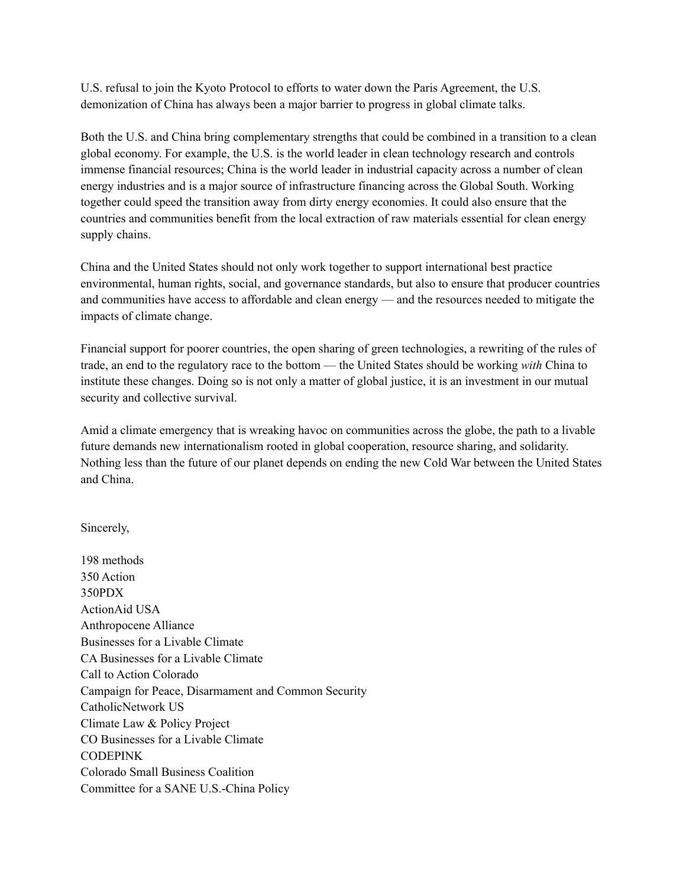U.S. refusal to join the Kyoto Protocol to efforts to water down the Paris Agreement, the U.S. demonization of China has always been a major barrier to progress in global climate talks.

Both the U.S. and China bring complementary strengths that could be combined in a transition to a clean global economy. For example, the U.S. is the world leader in clean technology research and controls immense financial resources; China is the world leader in industrial capacity across a number of clean energy industries and is a major source of infrastructure financing across the Global South. Working together could speed the transition away from dirty energy economies. It could also ensure that the countries and communities benefit from the local extraction of raw materials essential for clean energy supply chains.

China and the United States should not only work together to support international best practice environmental, human rights, social, and governance standards, but also to ensure that producer countries and communities have access to affordable and clean energy — and the resources needed to mitigate the impacts of climate change.

Financial support for poorer countries, the open sharing of green technologies, a rewriting of the rules of trade, an end to the regulatory race to the bottom — the United States should be working *with* China to institute these changes. Doing so is not only a matter of global justice, it is an investment in our mutual security and collective survival.

Amid a climate emergency that is wreaking havoc on communities across the globe, the path to a livable future demands new internationalism rooted in global cooperation, resource sharing, and solidarity. Nothing less than the future of our planet depends on ending the new Cold War between the United States and China.

Sincerely,

198 methods
350 Action
350PDX
ActionAid USA
Anthropocene Alliance
Businesses for a Livable Climate
CA Businesses for a Livable Climate
Call to Action Colorado
Campaign for Peace, Disarmament and Common Security
CatholicNetwork US
Climate Law & Policy Project
CO Businesses for a Livable Climate
CODEPINK
Colorado Small Business Coalition
Committee for a SANE U.S.-China Policy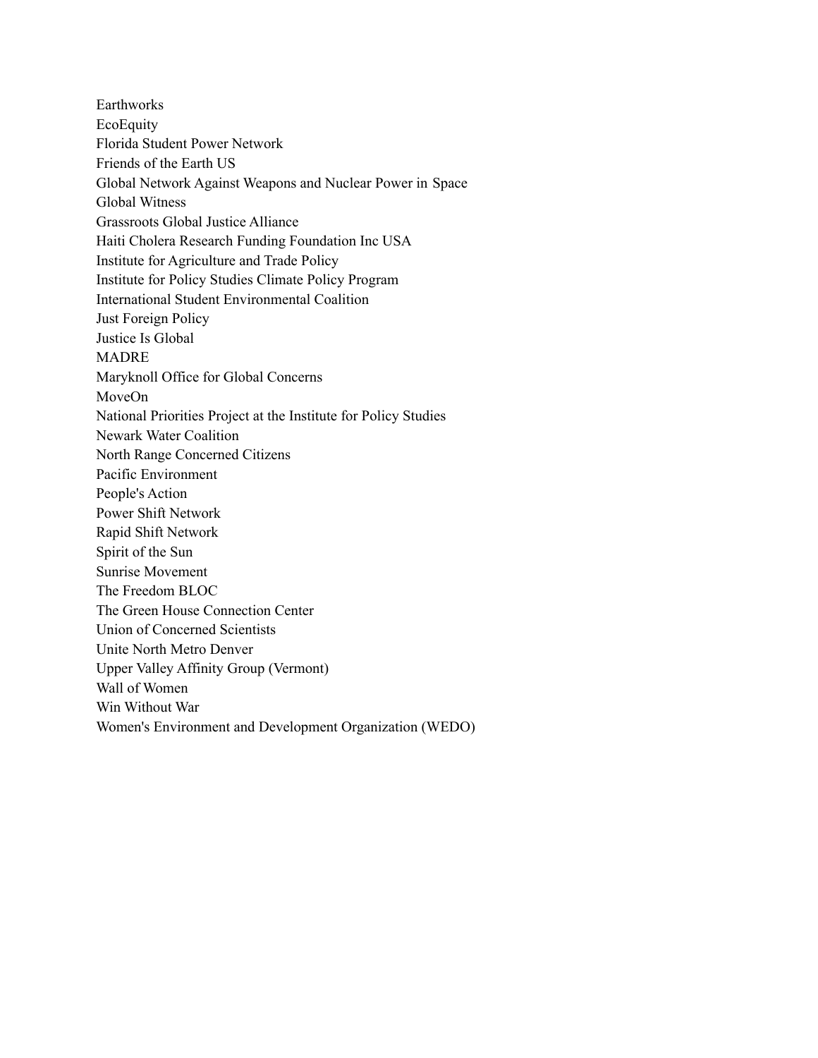Earthworks
EcoEquity
Florida Student Power Network
Friends of the Earth US
Global Network Against Weapons and Nuclear Power in Space
Global Witness
Grassroots Global Justice Alliance
Haiti Cholera Research Funding Foundation Inc USA
Institute for Agriculture and Trade Policy
Institute for Policy Studies Climate Policy Program
International Student Environmental Coalition
Just Foreign Policy
Justice Is Global
MADRE
Maryknoll Office for Global Concerns
MoveOn
National Priorities Project at the Institute for Policy Studies
Newark Water Coalition
North Range Concerned Citizens
Pacific Environment
People's Action
Power Shift Network
Rapid Shift Network
Spirit of the Sun
Sunrise Movement
The Freedom BLOC
The Green House Connection Center
Union of Concerned Scientists
Unite North Metro Denver
Upper Valley Affinity Group (Vermont)
Wall of Women
Win Without War
Women's Environment and Development Organization (WEDO)